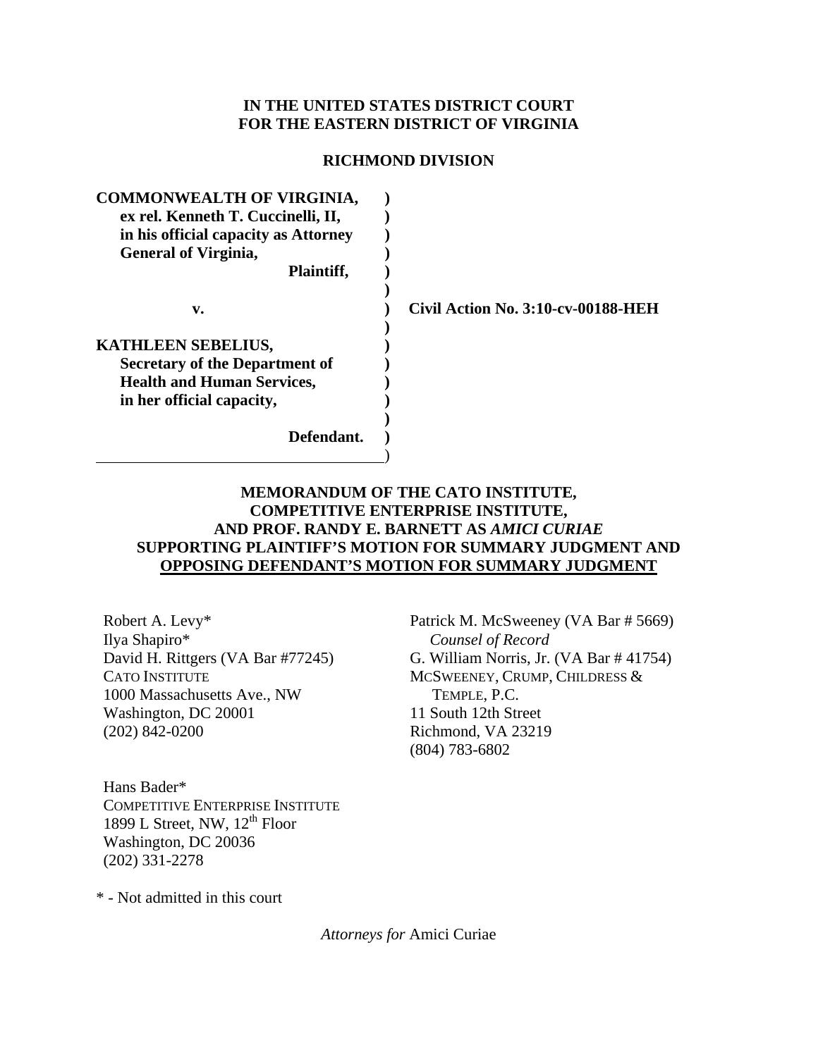**IN THE UNITED STATES DISTRICT COURT**
**FOR THE EASTERN DISTRICT OF VIRGINIA**

**RICHMOND DIVISION**

| | | |
|---|---|---|
| **COMMONWEALTH OF VIRGINIA, ex rel. Kenneth T. Cuccinelli, II, in his official capacity as Attorney General of Virginia,** | **)** | |
| **Plaintiff,** | **)** | |
| **v.** | **)** | **Civil Action No. 3:10-cv-00188-HEH** |
| **KATHLEEN SEBELIUS, Secretary of the Department of Health and Human Services, in her official capacity,** | **)** | |
| **Defendant.** | **)** | |

**MEMORANDUM OF THE CATO INSTITUTE, COMPETITIVE ENTERPRISE INSTITUTE, AND PROF. RANDY E. BARNETT AS *AMICI CURIAE* SUPPORTING PLAINTIFF'S MOTION FOR SUMMARY JUDGMENT AND OPPOSING DEFENDANT'S MOTION FOR SUMMARY JUDGMENT**

Robert A. Levy*
Ilya Shapiro*
David H. Rittgers (VA Bar #77245)
CATO INSTITUTE
1000 Massachusetts Ave., NW
Washington, DC 20001
(202) 842-0200

Patrick M. McSweeney (VA Bar # 5669)
*Counsel of Record*
G. William Norris, Jr. (VA Bar # 41754)
MCSWEENEY, CRUMP, CHILDRESS & TEMPLE, P.C.
11 South 12th Street
Richmond, VA 23219
(804) 783-6802

Hans Bader*
COMPETITIVE ENTERPRISE INSTITUTE
1899 L Street, NW, 12th Floor
Washington, DC 20036
(202) 331-2278

* - Not admitted in this court

*Attorneys for* Amici Curiae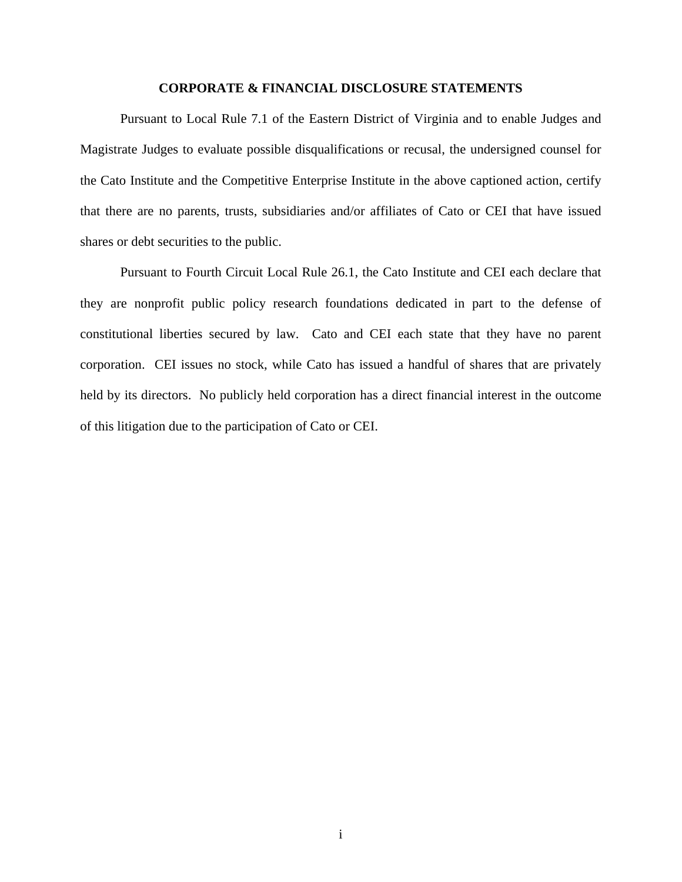## CORPORATE & FINANCIAL DISCLOSURE STATEMENTS

Pursuant to Local Rule 7.1 of the Eastern District of Virginia and to enable Judges and Magistrate Judges to evaluate possible disqualifications or recusal, the undersigned counsel for the Cato Institute and the Competitive Enterprise Institute in the above captioned action, certify that there are no parents, trusts, subsidiaries and/or affiliates of Cato or CEI that have issued shares or debt securities to the public.

Pursuant to Fourth Circuit Local Rule 26.1, the Cato Institute and CEI each declare that they are nonprofit public policy research foundations dedicated in part to the defense of constitutional liberties secured by law. Cato and CEI each state that they have no parent corporation. CEI issues no stock, while Cato has issued a handful of shares that are privately held by its directors. No publicly held corporation has a direct financial interest in the outcome of this litigation due to the participation of Cato or CEI.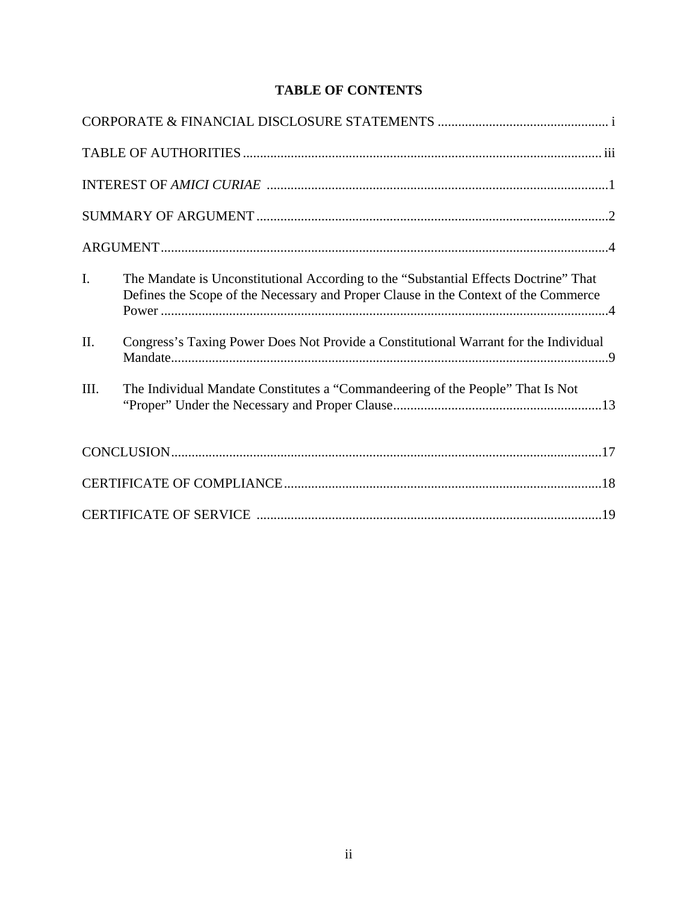# TABLE OF CONTENTS

CORPORATE & FINANCIAL DISCLOSURE STATEMENTS .................................................. i

TABLE OF AUTHORITIES ........................................................................................ iii

INTEREST OF *AMICI CURIAE* ...................................................................................1

SUMMARY OF ARGUMENT .......................................................................................2

ARGUMENT...................................................................................................................4

I. The Mandate is Unconstitutional According to the "Substantial Effects Doctrine" That Defines the Scope of the Necessary and Proper Clause in the Context of the Commerce Power ..................................................................................................................4

II. Congress's Taxing Power Does Not Provide a Constitutional Warrant for the Individual Mandate.................................................................................................................9

III. The Individual Mandate Constitutes a "Commandeering of the People" That Is Not "Proper" Under the Necessary and Proper Clause.............................................................13

CONCLUSION.............................................................................................................17

CERTIFICATE OF COMPLIANCE.............................................................................18

CERTIFICATE OF SERVICE ....................................................................................19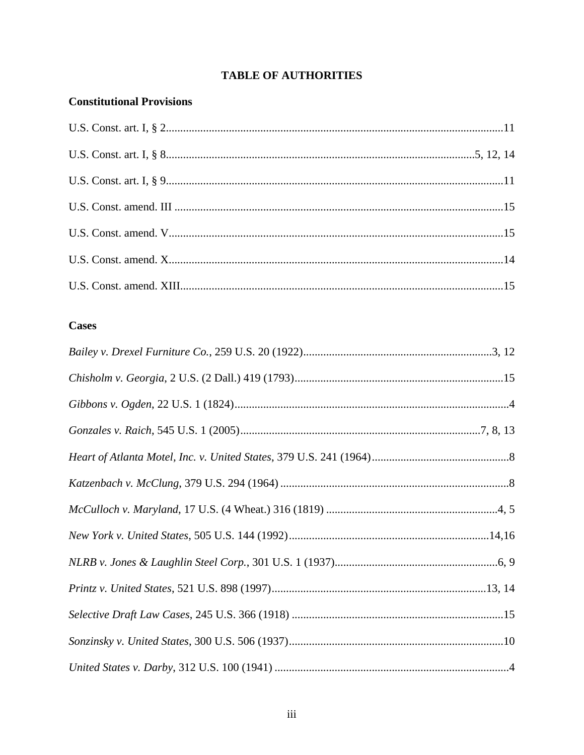# TABLE OF AUTHORITIES

## Constitutional Provisions

U.S. Const. art. I, § 2....................................................................................................................11

U.S. Const. art. I, § 8........................................................................................................5, 12, 14

U.S. Const. art. I, § 9....................................................................................................................11

U.S. Const. amend. III ..................................................................................................................15

U.S. Const. amend. V....................................................................................................................15

U.S. Const. amend. X....................................................................................................................14

U.S. Const. amend. XIII................................................................................................................15

## Cases

*Bailey v. Drexel Furniture Co.*, 259 U.S. 20 (1922)..................................................................3, 12

*Chisholm v. Georgia*, 2 U.S. (2 Dall.) 419 (1793).........................................................................15

*Gibbons v. Ogden*, 22 U.S. 1 (1824)................................................................................................4

*Gonzales v. Raich*, 545 U.S. 1 (2005)...................................................................................7, 8, 13

*Heart of Atlanta Motel, Inc. v. United States*, 379 U.S. 241 (1964)................................................8

*Katzenbach v. McClung*, 379 U.S. 294 (1964) ................................................................................8

*McCulloch v. Maryland*, 17 U.S. (4 Wheat.) 316 (1819) ............................................................4, 5

*New York v. United States*, 505 U.S. 144 (1992)......................................................................14,16

*NLRB v. Jones & Laughlin Steel Corp.*, 301 U.S. 1 (1937).........................................................6, 9

*Printz v. United States*, 521 U.S. 898 (1997)...........................................................................13, 14

*Selective Draft Law Cases*, 245 U.S. 366 (1918) ..........................................................................15

*Sonzinsky v. United States*, 300 U.S. 506 (1937)...........................................................................10

*United States v. Darby*, 312 U.S. 100 (1941) .................................................................................4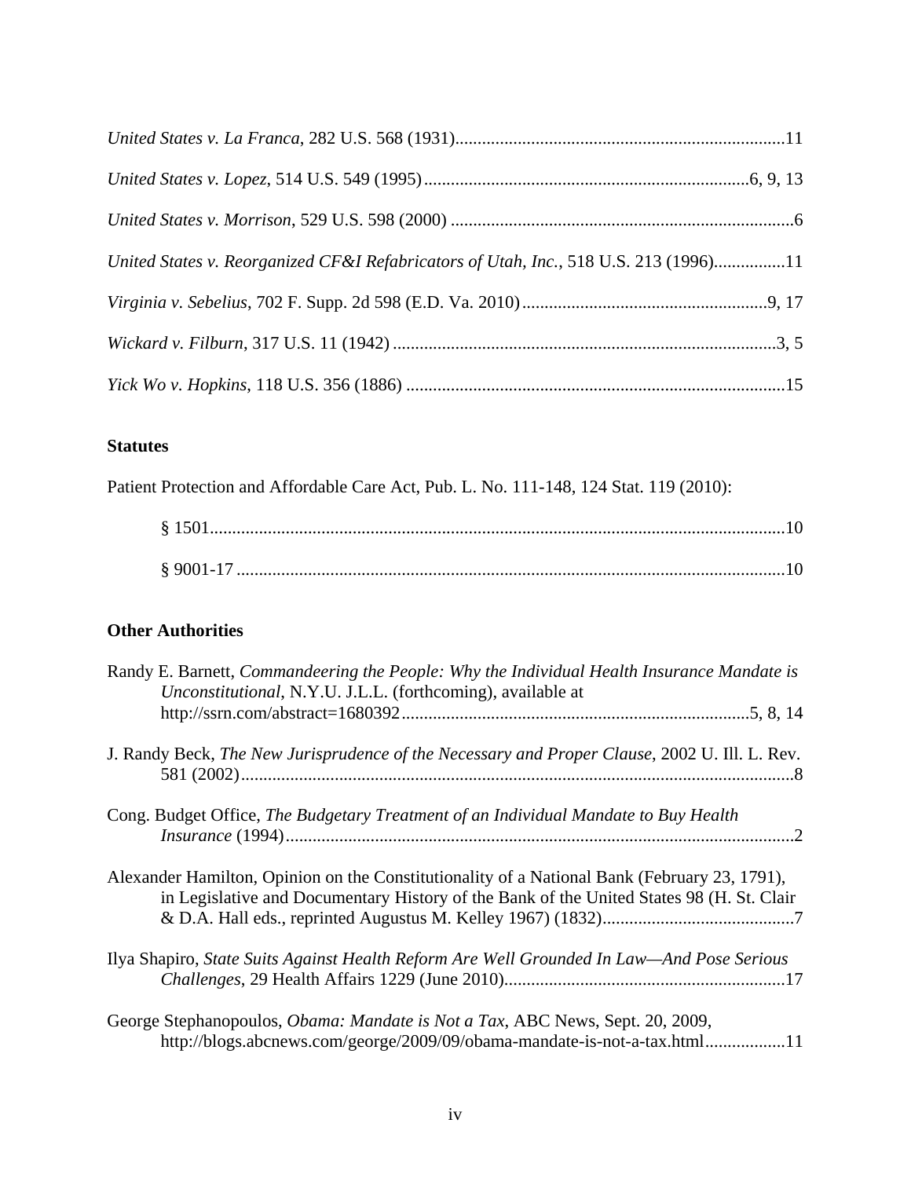*United States v. La Franca*, 282 U.S. 568 (1931)..........................................................................11

*United States v. Lopez*, 514 U.S. 549 (1995).........................................................................6, 9, 13

*United States v. Morrison*, 529 U.S. 598 (2000) .............................................................................6

*United States v. Reorganized CF&I Refabricators of Utah, Inc.*, 518 U.S. 213 (1996)................11

*Virginia v. Sebelius*, 702 F. Supp. 2d 598 (E.D. Va. 2010).......................................................9, 17

*Wickard v. Filburn*, 317 U.S. 11 (1942) .....................................................................................3, 5

*Yick Wo v. Hopkins*, 118 U.S. 356 (1886) ....................................................................................15

**Statutes**

Patient Protection and Affordable Care Act, Pub. L. No. 111-148, 124 Stat. 119 (2010):

§ 1501...............................................................................................................................10

§ 9001-17 ..........................................................................................................................10

**Other Authorities**

Randy E. Barnett, *Commandeering the People: Why the Individual Health Insurance Mandate is Unconstitutional*, N.Y.U. J.L.L. (forthcoming), available at http://ssrn.com/abstract=1680392..............................................................................5, 8, 14

J. Randy Beck, *The New Jurisprudence of the Necessary and Proper Clause*, 2002 U. Ill. L. Rev. 581 (2002)...........................................................................................................................8

Cong. Budget Office, *The Budgetary Treatment of an Individual Mandate to Buy Health Insurance* (1994)..................................................................................................................2

Alexander Hamilton, Opinion on the Constitutionality of a National Bank (February 23, 1791), in Legislative and Documentary History of the Bank of the United States 98 (H. St. Clair & D.A. Hall eds., reprinted Augustus M. Kelley 1967) (1832)...........................................7

Ilya Shapiro, *State Suits Against Health Reform Are Well Grounded In Law—And Pose Serious Challenges*, 29 Health Affairs 1229 (June 2010)..............................................................17

George Stephanopoulos, *Obama: Mandate is Not a Tax*, ABC News, Sept. 20, 2009, http://blogs.abcnews.com/george/2009/09/obama-mandate-is-not-a-tax.html..................11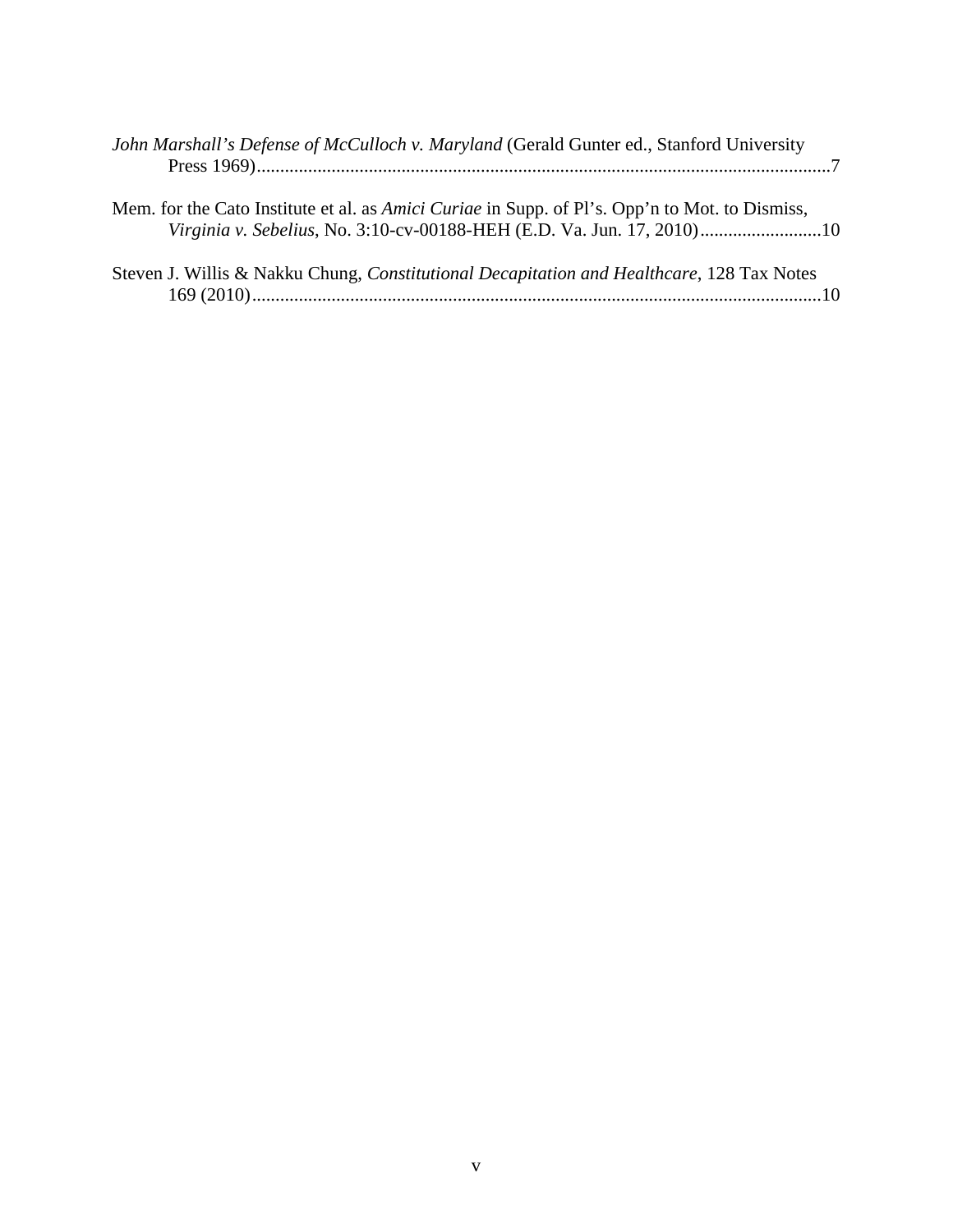*John Marshall's Defense of McCulloch v. Maryland* (Gerald Gunter ed., Stanford University Press 1969)...........................................................................................................................7

Mem. for the Cato Institute et al. as *Amici Curiae* in Supp. of Pl's. Opp'n to Mot. to Dismiss, *Virginia v. Sebelius*, No. 3:10-cv-00188-HEH (E.D. Va. Jun. 17, 2010)..........................10

Steven J. Willis & Nakku Chung, *Constitutional Decapitation and Healthcare*, 128 Tax Notes 169 (2010).........................................................................................................................10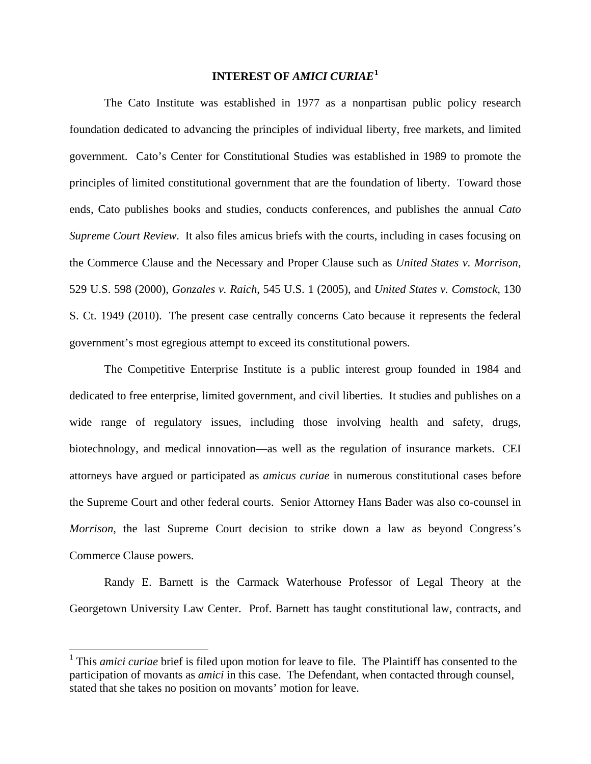## INTEREST OF *AMICI CURIAE*[1]

The Cato Institute was established in 1977 as a nonpartisan public policy research foundation dedicated to advancing the principles of individual liberty, free markets, and limited government. Cato's Center for Constitutional Studies was established in 1989 to promote the principles of limited constitutional government that are the foundation of liberty. Toward those ends, Cato publishes books and studies, conducts conferences, and publishes the annual *Cato Supreme Court Review*. It also files amicus briefs with the courts, including in cases focusing on the Commerce Clause and the Necessary and Proper Clause such as *United States v. Morrison*, 529 U.S. 598 (2000), *Gonzales v. Raich*, 545 U.S. 1 (2005), and *United States v. Comstock*, 130 S. Ct. 1949 (2010). The present case centrally concerns Cato because it represents the federal government's most egregious attempt to exceed its constitutional powers.

The Competitive Enterprise Institute is a public interest group founded in 1984 and dedicated to free enterprise, limited government, and civil liberties. It studies and publishes on a wide range of regulatory issues, including those involving health and safety, drugs, biotechnology, and medical innovation—as well as the regulation of insurance markets. CEI attorneys have argued or participated as *amicus curiae* in numerous constitutional cases before the Supreme Court and other federal courts. Senior Attorney Hans Bader was also co-counsel in *Morrison*, the last Supreme Court decision to strike down a law as beyond Congress's Commerce Clause powers.

Randy E. Barnett is the Carmack Waterhouse Professor of Legal Theory at the Georgetown University Law Center. Prof. Barnett has taught constitutional law, contracts, and

---

[1] This *amici curiae* brief is filed upon motion for leave to file. The Plaintiff has consented to the participation of movants as *amici* in this case. The Defendant, when contacted through counsel, stated that she takes no position on movants' motion for leave.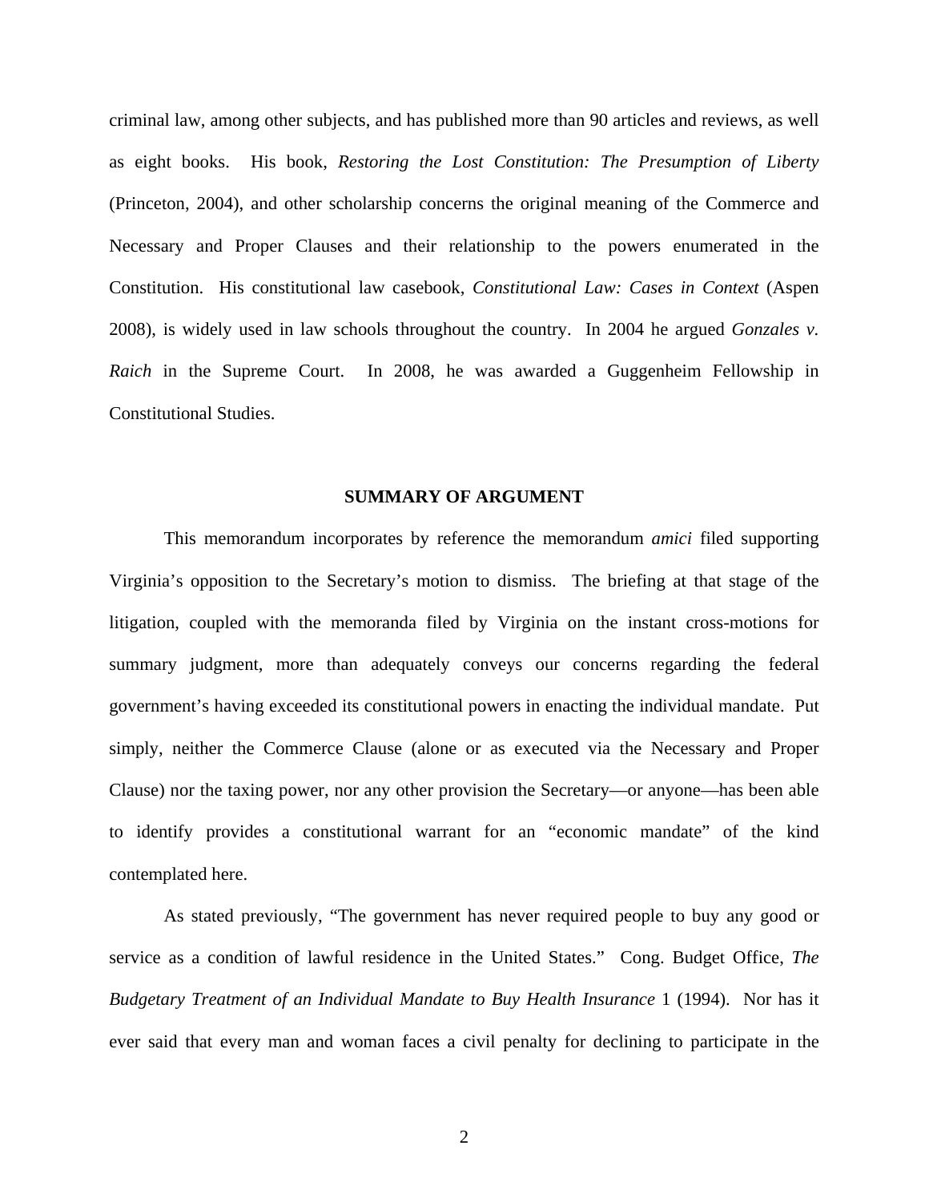criminal law, among other subjects, and has published more than 90 articles and reviews, as well as eight books. His book, *Restoring the Lost Constitution: The Presumption of Liberty* (Princeton, 2004), and other scholarship concerns the original meaning of the Commerce and Necessary and Proper Clauses and their relationship to the powers enumerated in the Constitution. His constitutional law casebook, *Constitutional Law: Cases in Context* (Aspen 2008), is widely used in law schools throughout the country. In 2004 he argued *Gonzales v. Raich* in the Supreme Court. In 2008, he was awarded a Guggenheim Fellowship in Constitutional Studies.

## SUMMARY OF ARGUMENT

This memorandum incorporates by reference the memorandum *amici* filed supporting Virginia's opposition to the Secretary's motion to dismiss. The briefing at that stage of the litigation, coupled with the memoranda filed by Virginia on the instant cross-motions for summary judgment, more than adequately conveys our concerns regarding the federal government's having exceeded its constitutional powers in enacting the individual mandate. Put simply, neither the Commerce Clause (alone or as executed via the Necessary and Proper Clause) nor the taxing power, nor any other provision the Secretary—or anyone—has been able to identify provides a constitutional warrant for an "economic mandate" of the kind contemplated here.

As stated previously, "The government has never required people to buy any good or service as a condition of lawful residence in the United States." Cong. Budget Office, *The Budgetary Treatment of an Individual Mandate to Buy Health Insurance* 1 (1994). Nor has it ever said that every man and woman faces a civil penalty for declining to participate in the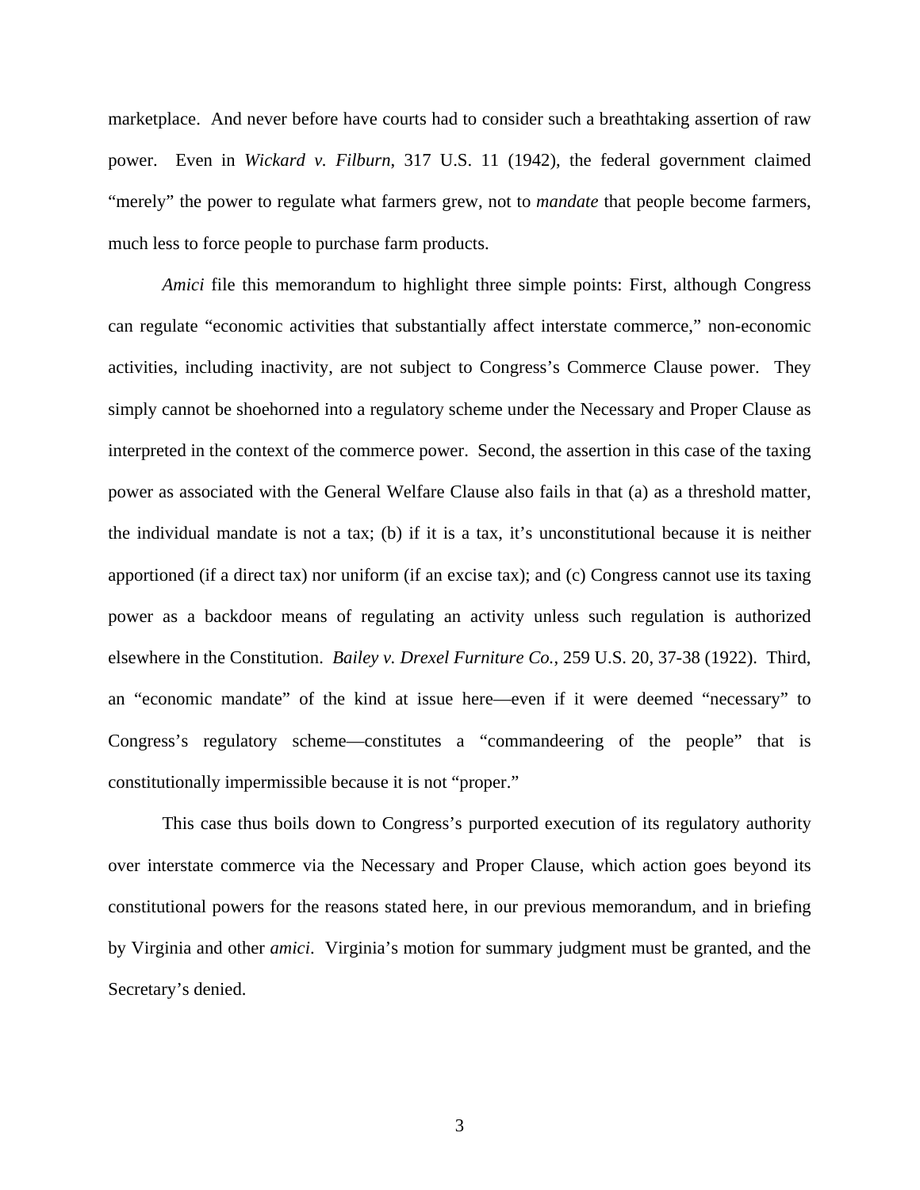marketplace. And never before have courts had to consider such a breathtaking assertion of raw power. Even in *Wickard v. Filburn*, 317 U.S. 11 (1942), the federal government claimed "merely" the power to regulate what farmers grew, not to *mandate* that people become farmers, much less to force people to purchase farm products.

*Amici* file this memorandum to highlight three simple points: First, although Congress can regulate "economic activities that substantially affect interstate commerce," non-economic activities, including inactivity, are not subject to Congress's Commerce Clause power. They simply cannot be shoehorned into a regulatory scheme under the Necessary and Proper Clause as interpreted in the context of the commerce power. Second, the assertion in this case of the taxing power as associated with the General Welfare Clause also fails in that (a) as a threshold matter, the individual mandate is not a tax; (b) if it is a tax, it's unconstitutional because it is neither apportioned (if a direct tax) nor uniform (if an excise tax); and (c) Congress cannot use its taxing power as a backdoor means of regulating an activity unless such regulation is authorized elsewhere in the Constitution. *Bailey v. Drexel Furniture Co.*, 259 U.S. 20, 37-38 (1922). Third, an "economic mandate" of the kind at issue here—even if it were deemed "necessary" to Congress's regulatory scheme—constitutes a "commandeering of the people" that is constitutionally impermissible because it is not "proper."

This case thus boils down to Congress's purported execution of its regulatory authority over interstate commerce via the Necessary and Proper Clause, which action goes beyond its constitutional powers for the reasons stated here, in our previous memorandum, and in briefing by Virginia and other *amici*. Virginia's motion for summary judgment must be granted, and the Secretary's denied.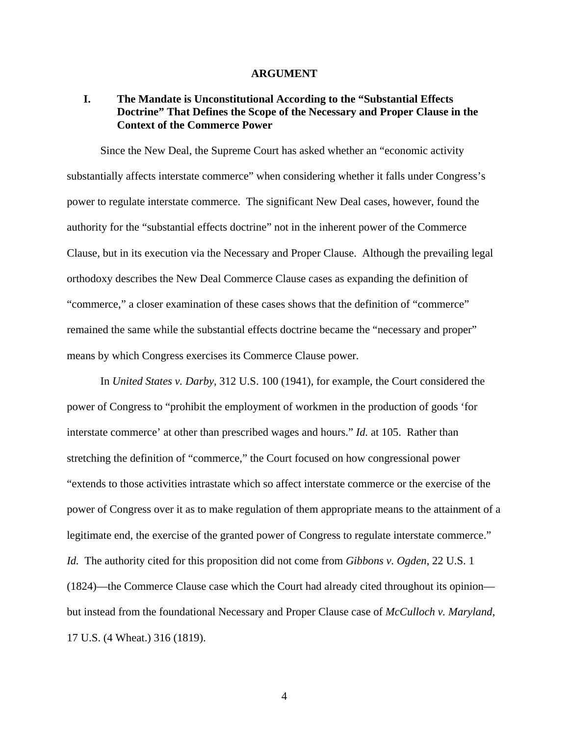# ARGUMENT

## I. The Mandate is Unconstitutional According to the "Substantial Effects Doctrine" That Defines the Scope of the Necessary and Proper Clause in the Context of the Commerce Power

Since the New Deal, the Supreme Court has asked whether an "economic activity substantially affects interstate commerce" when considering whether it falls under Congress's power to regulate interstate commerce. The significant New Deal cases, however, found the authority for the "substantial effects doctrine" not in the inherent power of the Commerce Clause, but in its execution via the Necessary and Proper Clause. Although the prevailing legal orthodoxy describes the New Deal Commerce Clause cases as expanding the definition of "commerce," a closer examination of these cases shows that the definition of "commerce" remained the same while the substantial effects doctrine became the "necessary and proper" means by which Congress exercises its Commerce Clause power.

In *United States v. Darby*, 312 U.S. 100 (1941), for example, the Court considered the power of Congress to "prohibit the employment of workmen in the production of goods 'for interstate commerce' at other than prescribed wages and hours." *Id.* at 105. Rather than stretching the definition of "commerce," the Court focused on how congressional power "extends to those activities intrastate which so affect interstate commerce or the exercise of the power of Congress over it as to make regulation of them appropriate means to the attainment of a legitimate end, the exercise of the granted power of Congress to regulate interstate commerce." *Id.* The authority cited for this proposition did not come from *Gibbons v. Ogden*, 22 U.S. 1 (1824)—the Commerce Clause case which the Court had already cited throughout its opinion—but instead from the foundational Necessary and Proper Clause case of *McCulloch v. Maryland*, 17 U.S. (4 Wheat.) 316 (1819).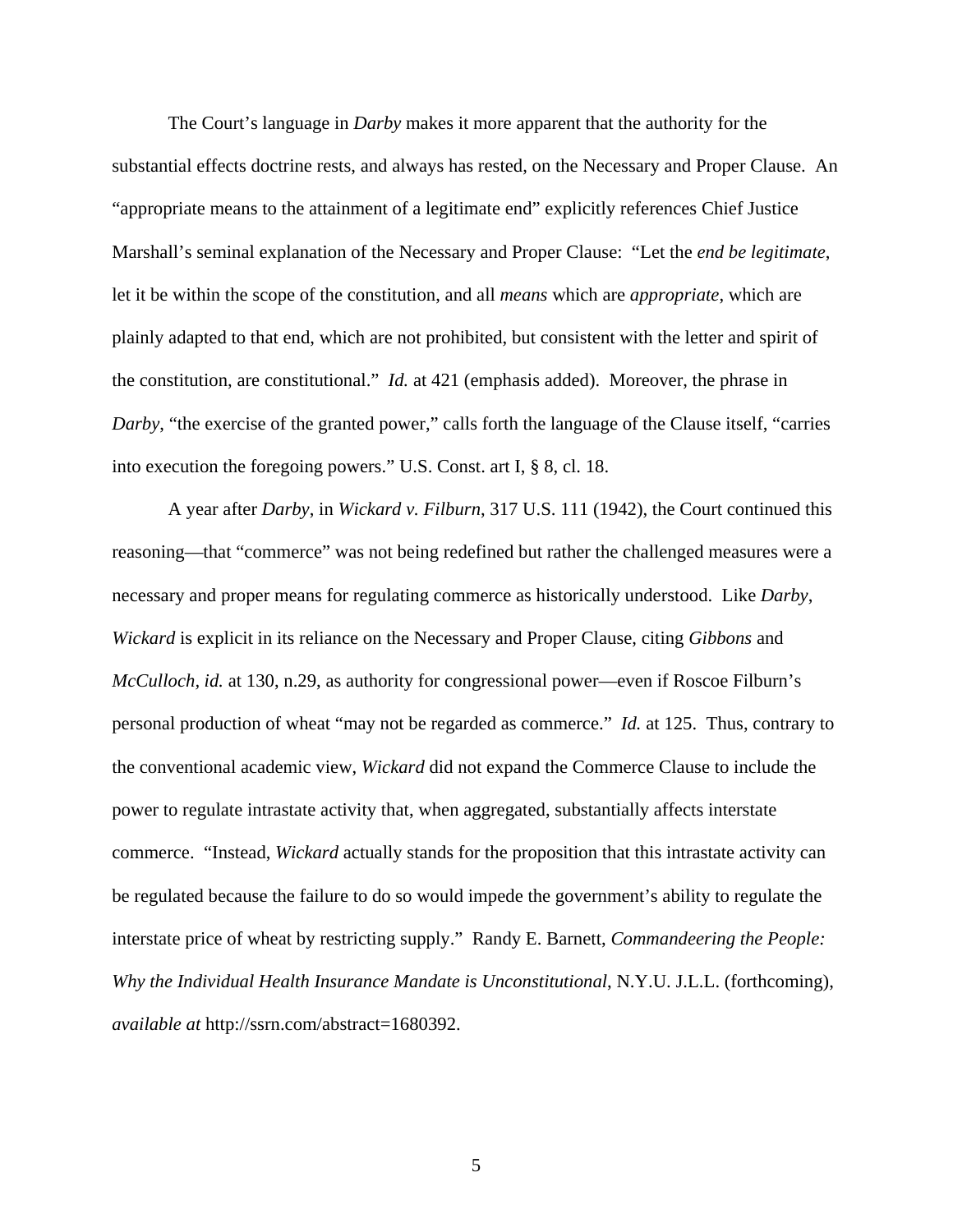The Court's language in *Darby* makes it more apparent that the authority for the substantial effects doctrine rests, and always has rested, on the Necessary and Proper Clause. An "appropriate means to the attainment of a legitimate end" explicitly references Chief Justice Marshall's seminal explanation of the Necessary and Proper Clause: "Let the *end be legitimate*, let it be within the scope of the constitution, and all *means* which are *appropriate*, which are plainly adapted to that end, which are not prohibited, but consistent with the letter and spirit of the constitution, are constitutional." *Id.* at 421 (emphasis added). Moreover, the phrase in *Darby*, "the exercise of the granted power," calls forth the language of the Clause itself, "carries into execution the foregoing powers." U.S. Const. art I, § 8, cl. 18.

A year after *Darby*, in *Wickard v. Filburn*, 317 U.S. 111 (1942), the Court continued this reasoning—that "commerce" was not being redefined but rather the challenged measures were a necessary and proper means for regulating commerce as historically understood. Like *Darby*, *Wickard* is explicit in its reliance on the Necessary and Proper Clause, citing *Gibbons* and *McCulloch*, *id.* at 130, n.29, as authority for congressional power—even if Roscoe Filburn's personal production of wheat "may not be regarded as commerce." *Id.* at 125. Thus, contrary to the conventional academic view, *Wickard* did not expand the Commerce Clause to include the power to regulate intrastate activity that, when aggregated, substantially affects interstate commerce. "Instead, *Wickard* actually stands for the proposition that this intrastate activity can be regulated because the failure to do so would impede the government's ability to regulate the interstate price of wheat by restricting supply." Randy E. Barnett, *Commandeering the People: Why the Individual Health Insurance Mandate is Unconstitutional*, N.Y.U. J.L.L. (forthcoming), *available at* http://ssrn.com/abstract=1680392.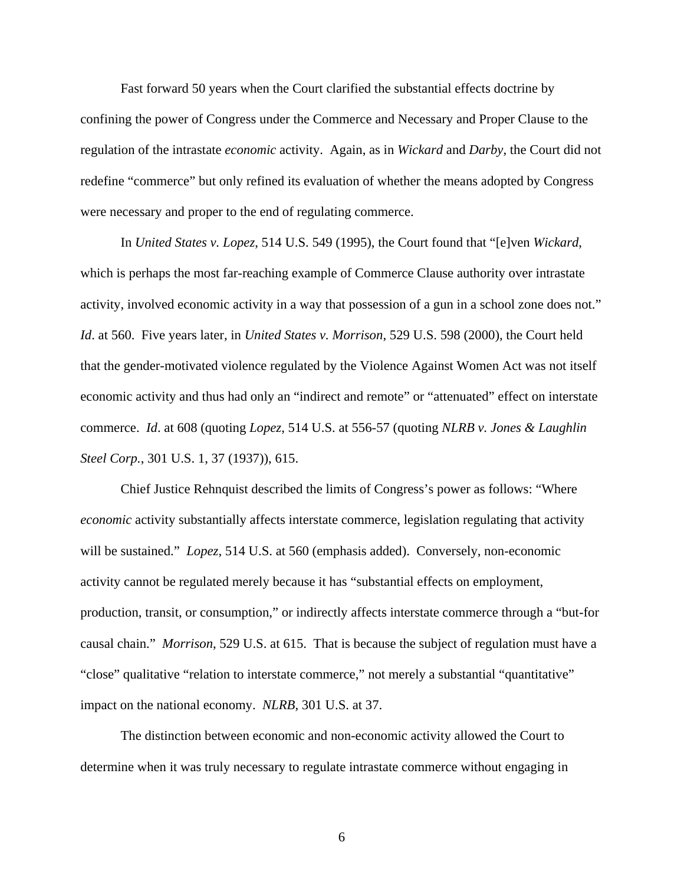Fast forward 50 years when the Court clarified the substantial effects doctrine by confining the power of Congress under the Commerce and Necessary and Proper Clause to the regulation of the intrastate *economic* activity. Again, as in *Wickard* and *Darby*, the Court did not redefine "commerce" but only refined its evaluation of whether the means adopted by Congress were necessary and proper to the end of regulating commerce.

In *United States v. Lopez*, 514 U.S. 549 (1995), the Court found that "[e]ven *Wickard*, which is perhaps the most far-reaching example of Commerce Clause authority over intrastate activity, involved economic activity in a way that possession of a gun in a school zone does not." *Id*. at 560. Five years later, in *United States v. Morrison*, 529 U.S. 598 (2000), the Court held that the gender-motivated violence regulated by the Violence Against Women Act was not itself economic activity and thus had only an "indirect and remote" or "attenuated" effect on interstate commerce. *Id*. at 608 (quoting *Lopez*, 514 U.S. at 556-57 (quoting *NLRB v. Jones & Laughlin Steel Corp.*, 301 U.S. 1, 37 (1937)), 615.

Chief Justice Rehnquist described the limits of Congress's power as follows: "Where *economic* activity substantially affects interstate commerce, legislation regulating that activity will be sustained." *Lopez*, 514 U.S. at 560 (emphasis added). Conversely, non-economic activity cannot be regulated merely because it has "substantial effects on employment, production, transit, or consumption," or indirectly affects interstate commerce through a "but-for causal chain." *Morrison*, 529 U.S. at 615. That is because the subject of regulation must have a "close" qualitative "relation to interstate commerce," not merely a substantial "quantitative" impact on the national economy. *NLRB*, 301 U.S. at 37.

The distinction between economic and non-economic activity allowed the Court to determine when it was truly necessary to regulate intrastate commerce without engaging in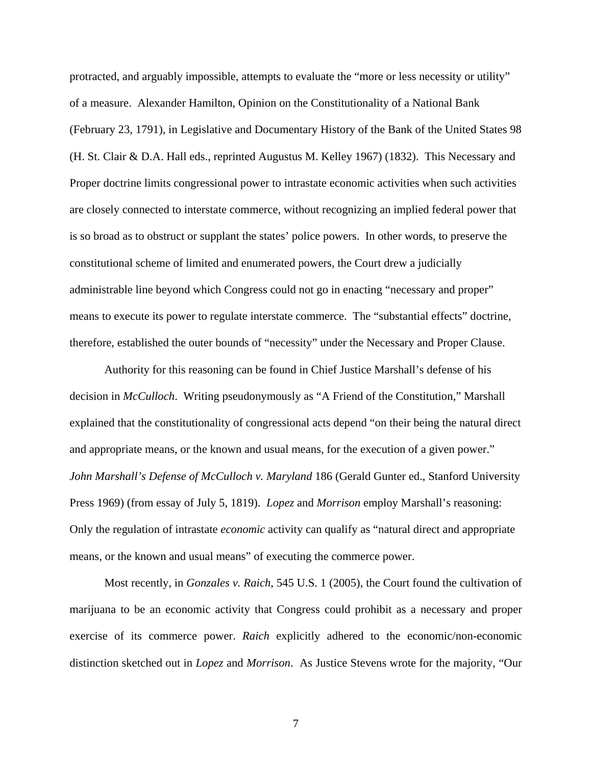protracted, and arguably impossible, attempts to evaluate the "more or less necessity or utility" of a measure. Alexander Hamilton, Opinion on the Constitutionality of a National Bank (February 23, 1791), in Legislative and Documentary History of the Bank of the United States 98 (H. St. Clair & D.A. Hall eds., reprinted Augustus M. Kelley 1967) (1832). This Necessary and Proper doctrine limits congressional power to intrastate economic activities when such activities are closely connected to interstate commerce, without recognizing an implied federal power that is so broad as to obstruct or supplant the states' police powers. In other words, to preserve the constitutional scheme of limited and enumerated powers, the Court drew a judicially administrable line beyond which Congress could not go in enacting "necessary and proper" means to execute its power to regulate interstate commerce. The "substantial effects" doctrine, therefore, established the outer bounds of "necessity" under the Necessary and Proper Clause.

Authority for this reasoning can be found in Chief Justice Marshall's defense of his decision in *McCulloch*. Writing pseudonymously as "A Friend of the Constitution," Marshall explained that the constitutionality of congressional acts depend "on their being the natural direct and appropriate means, or the known and usual means, for the execution of a given power." *John Marshall's Defense of McCulloch v. Maryland* 186 (Gerald Gunter ed., Stanford University Press 1969) (from essay of July 5, 1819). *Lopez* and *Morrison* employ Marshall's reasoning: Only the regulation of intrastate *economic* activity can qualify as "natural direct and appropriate means, or the known and usual means" of executing the commerce power.

Most recently, in *Gonzales v. Raich*, 545 U.S. 1 (2005), the Court found the cultivation of marijuana to be an economic activity that Congress could prohibit as a necessary and proper exercise of its commerce power. *Raich* explicitly adhered to the economic/non-economic distinction sketched out in *Lopez* and *Morrison*. As Justice Stevens wrote for the majority, "Our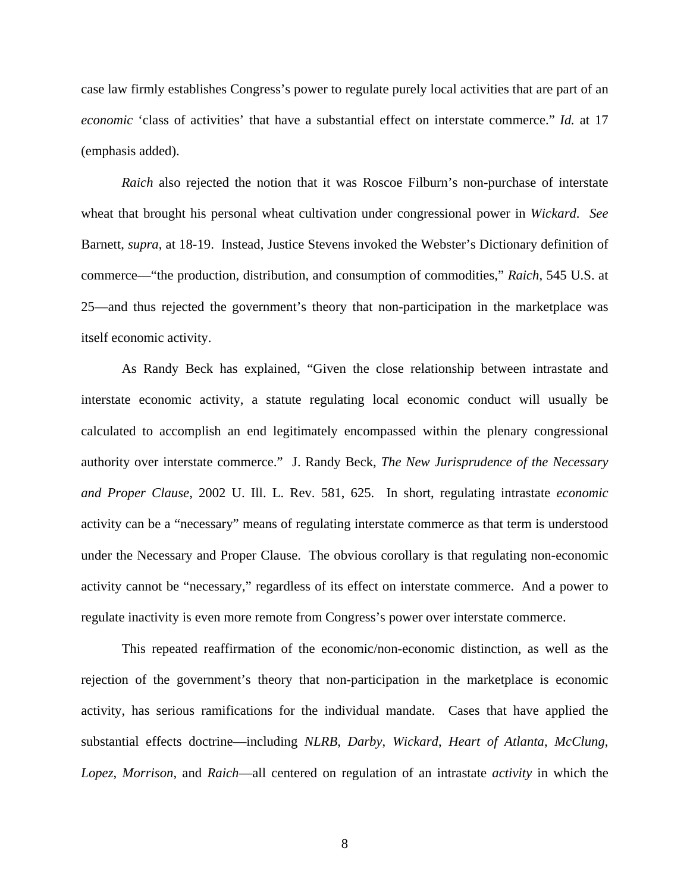case law firmly establishes Congress's power to regulate purely local activities that are part of an *economic* 'class of activities' that have a substantial effect on interstate commerce." *Id.* at 17 (emphasis added).

*Raich* also rejected the notion that it was Roscoe Filburn's non-purchase of interstate wheat that brought his personal wheat cultivation under congressional power in *Wickard*. *See* Barnett, *supra*, at 18-19. Instead, Justice Stevens invoked the Webster's Dictionary definition of commerce—"the production, distribution, and consumption of commodities," *Raich*, 545 U.S. at 25—and thus rejected the government's theory that non-participation in the marketplace was itself economic activity.

As Randy Beck has explained, "Given the close relationship between intrastate and interstate economic activity, a statute regulating local economic conduct will usually be calculated to accomplish an end legitimately encompassed within the plenary congressional authority over interstate commerce." J. Randy Beck, *The New Jurisprudence of the Necessary and Proper Clause*, 2002 U. Ill. L. Rev. 581, 625. In short, regulating intrastate *economic* activity can be a "necessary" means of regulating interstate commerce as that term is understood under the Necessary and Proper Clause. The obvious corollary is that regulating non-economic activity cannot be "necessary," regardless of its effect on interstate commerce. And a power to regulate inactivity is even more remote from Congress's power over interstate commerce.

This repeated reaffirmation of the economic/non-economic distinction, as well as the rejection of the government's theory that non-participation in the marketplace is economic activity, has serious ramifications for the individual mandate. Cases that have applied the substantial effects doctrine—including *NLRB*, *Darby*, *Wickard*, *Heart of Atlanta*, *McClung*, *Lopez*, *Morrison*, and *Raich*—all centered on regulation of an intrastate *activity* in which the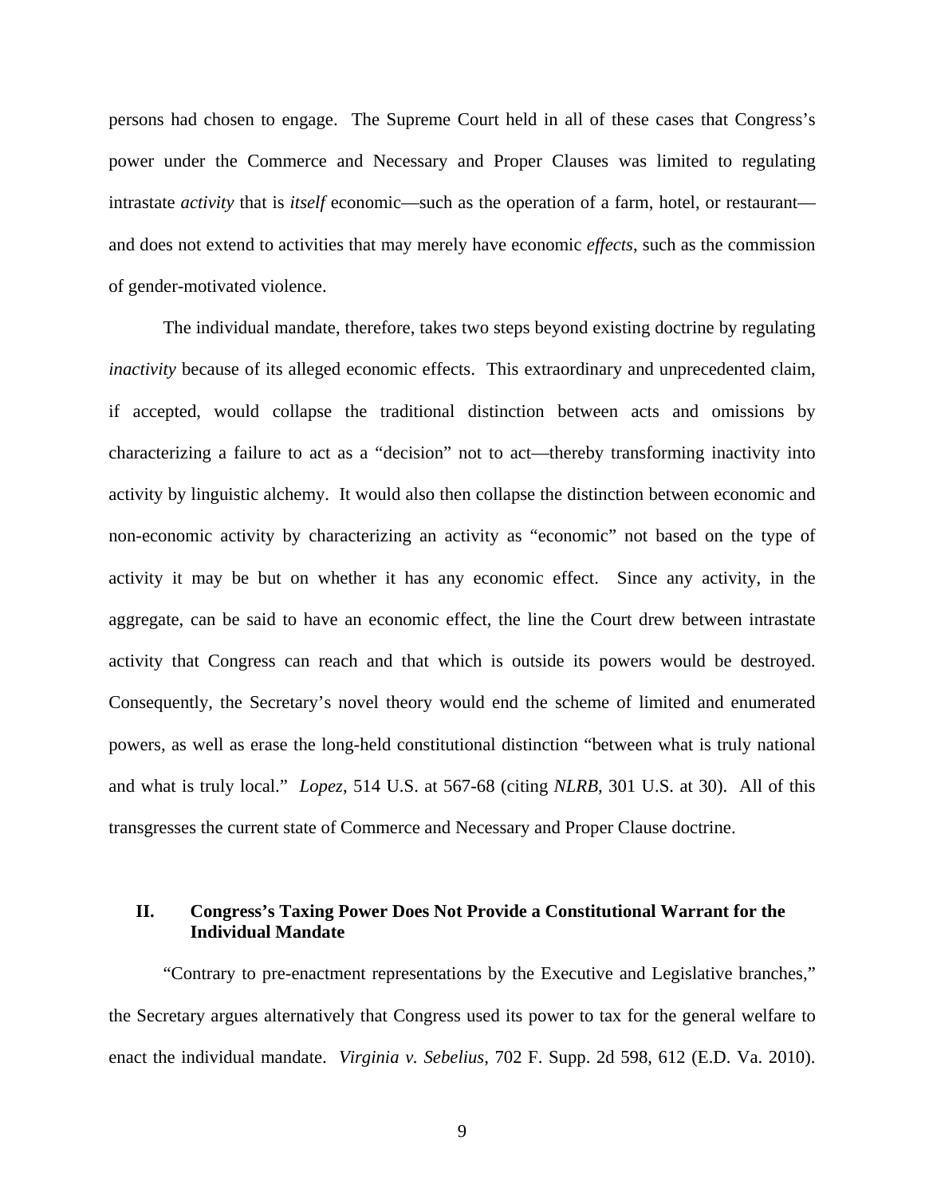persons had chosen to engage. The Supreme Court held in all of these cases that Congress's power under the Commerce and Necessary and Proper Clauses was limited to regulating intrastate *activity* that is *itself* economic—such as the operation of a farm, hotel, or restaurant—and does not extend to activities that may merely have economic *effects*, such as the commission of gender-motivated violence.

The individual mandate, therefore, takes two steps beyond existing doctrine by regulating *inactivity* because of its alleged economic effects. This extraordinary and unprecedented claim, if accepted, would collapse the traditional distinction between acts and omissions by characterizing a failure to act as a "decision" not to act—thereby transforming inactivity into activity by linguistic alchemy. It would also then collapse the distinction between economic and non-economic activity by characterizing an activity as "economic" not based on the type of activity it may be but on whether it has any economic effect. Since any activity, in the aggregate, can be said to have an economic effect, the line the Court drew between intrastate activity that Congress can reach and that which is outside its powers would be destroyed. Consequently, the Secretary's novel theory would end the scheme of limited and enumerated powers, as well as erase the long-held constitutional distinction "between what is truly national and what is truly local." *Lopez*, 514 U.S. at 567-68 (citing *NLRB*, 301 U.S. at 30). All of this transgresses the current state of Commerce and Necessary and Proper Clause doctrine.

## II. Congress's Taxing Power Does Not Provide a Constitutional Warrant for the Individual Mandate

"Contrary to pre-enactment representations by the Executive and Legislative branches," the Secretary argues alternatively that Congress used its power to tax for the general welfare to enact the individual mandate. *Virginia v. Sebelius*, 702 F. Supp. 2d 598, 612 (E.D. Va. 2010).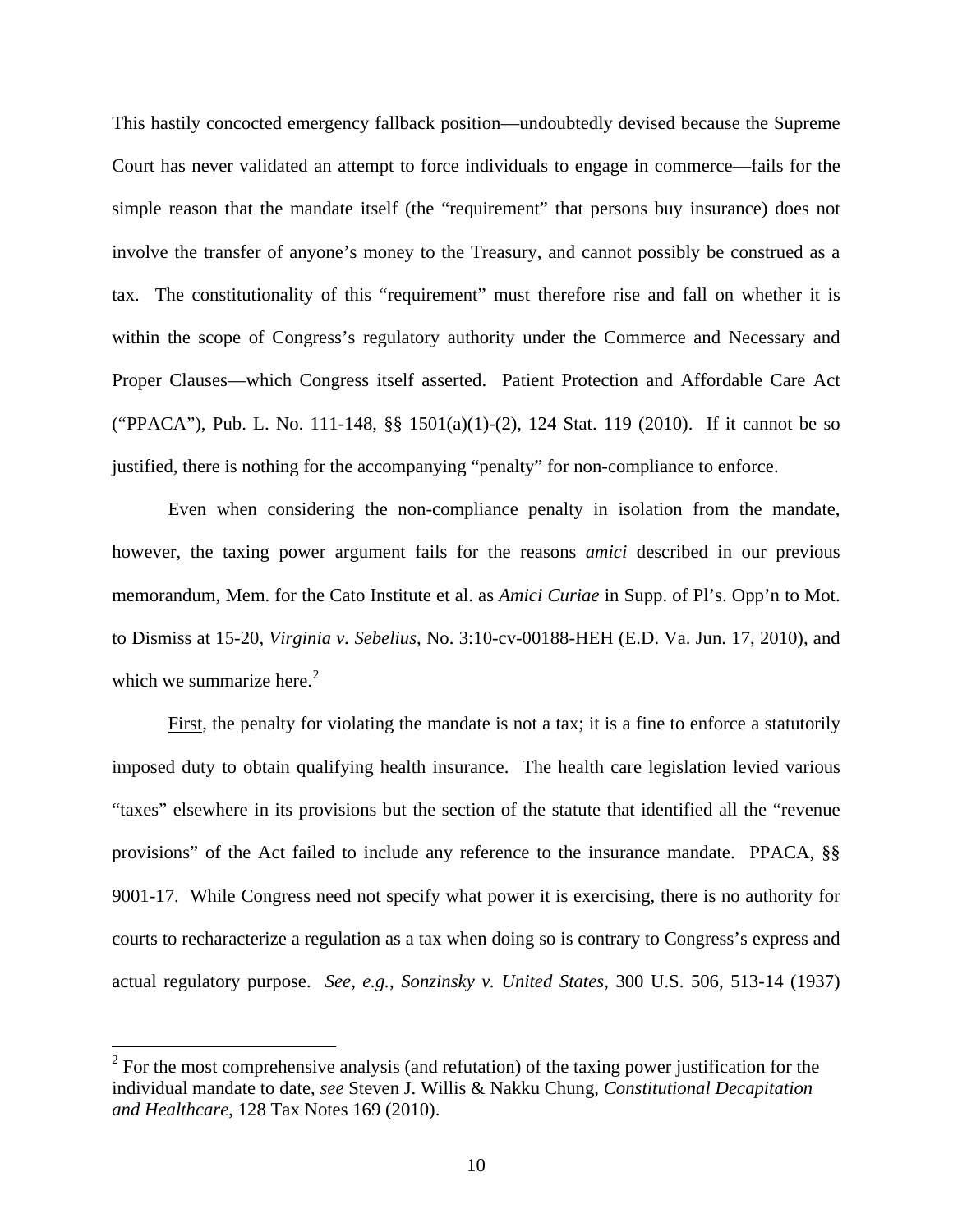This hastily concocted emergency fallback position—undoubtedly devised because the Supreme Court has never validated an attempt to force individuals to engage in commerce—fails for the simple reason that the mandate itself (the "requirement" that persons buy insurance) does not involve the transfer of anyone's money to the Treasury, and cannot possibly be construed as a tax. The constitutionality of this "requirement" must therefore rise and fall on whether it is within the scope of Congress's regulatory authority under the Commerce and Necessary and Proper Clauses—which Congress itself asserted. Patient Protection and Affordable Care Act ("PPACA"), Pub. L. No. 111-148, §§ 1501(a)(1)-(2), 124 Stat. 119 (2010). If it cannot be so justified, there is nothing for the accompanying "penalty" for non-compliance to enforce.

Even when considering the non-compliance penalty in isolation from the mandate, however, the taxing power argument fails for the reasons *amici* described in our previous memorandum, Mem. for the Cato Institute et al. as *Amici Curiae* in Supp. of Pl's. Opp'n to Mot. to Dismiss at 15-20, *Virginia v. Sebelius*, No. 3:10-cv-00188-HEH (E.D. Va. Jun. 17, 2010), and which we summarize here.[2]

<u>First</u>, the penalty for violating the mandate is not a tax; it is a fine to enforce a statutorily imposed duty to obtain qualifying health insurance. The health care legislation levied various "taxes" elsewhere in its provisions but the section of the statute that identified all the "revenue provisions" of the Act failed to include any reference to the insurance mandate. PPACA, §§ 9001-17. While Congress need not specify what power it is exercising, there is no authority for courts to recharacterize a regulation as a tax when doing so is contrary to Congress's express and actual regulatory purpose. *See, e.g.*, *Sonzinsky v. United States*, 300 U.S. 506, 513-14 (1937)

---

[2] For the most comprehensive analysis (and refutation) of the taxing power justification for the individual mandate to date, *see* Steven J. Willis & Nakku Chung, *Constitutional Decapitation and Healthcare*, 128 Tax Notes 169 (2010).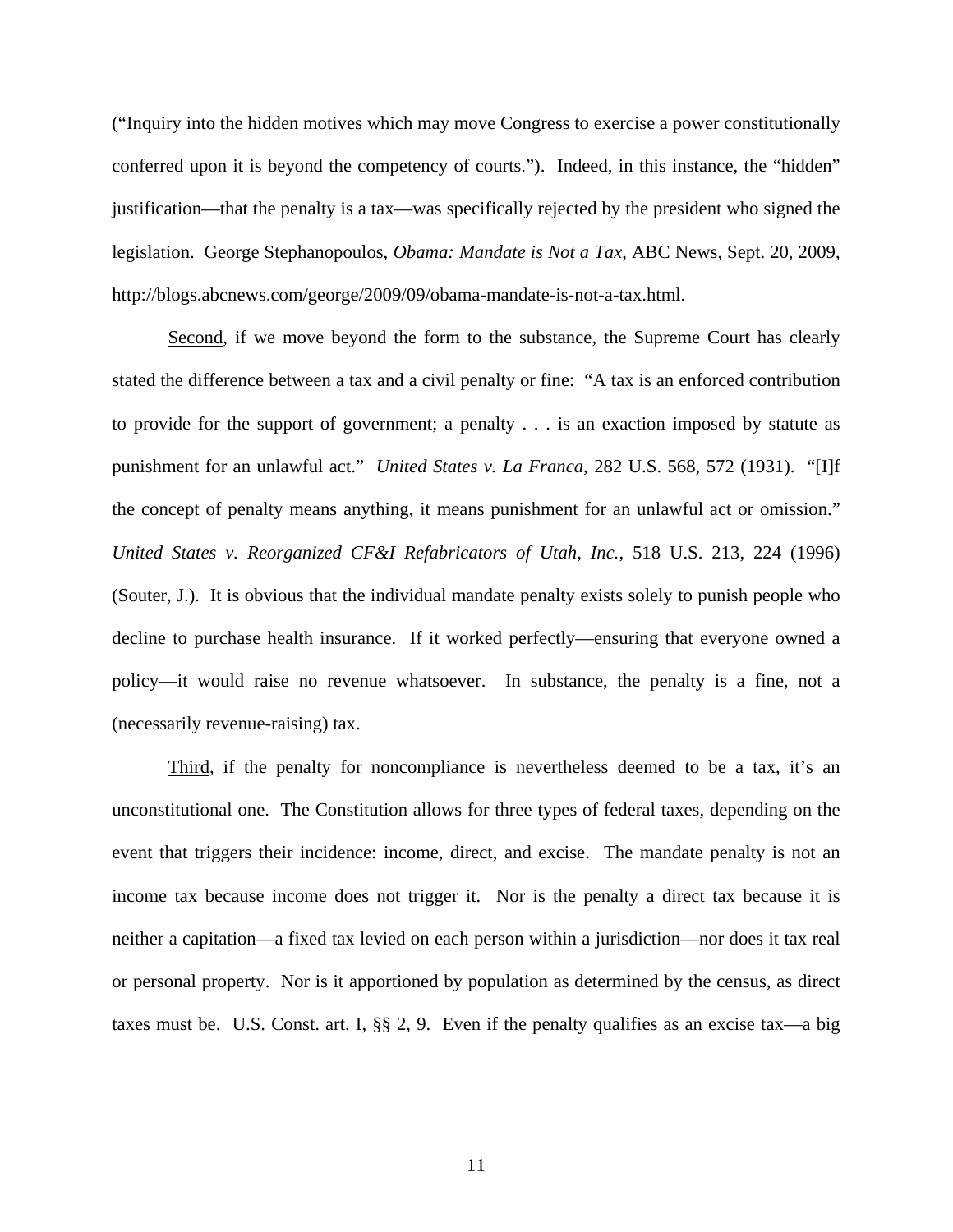("Inquiry into the hidden motives which may move Congress to exercise a power constitutionally conferred upon it is beyond the competency of courts."). Indeed, in this instance, the "hidden" justification—that the penalty is a tax—was specifically rejected by the president who signed the legislation. George Stephanopoulos, *Obama: Mandate is Not a Tax*, ABC News, Sept. 20, 2009, http://blogs.abcnews.com/george/2009/09/obama-mandate-is-not-a-tax.html.

Second, if we move beyond the form to the substance, the Supreme Court has clearly stated the difference between a tax and a civil penalty or fine: "A tax is an enforced contribution to provide for the support of government; a penalty . . . is an exaction imposed by statute as punishment for an unlawful act." *United States v. La Franca*, 282 U.S. 568, 572 (1931). "[I]f the concept of penalty means anything, it means punishment for an unlawful act or omission." *United States v. Reorganized CF&I Refabricators of Utah, Inc.*, 518 U.S. 213, 224 (1996) (Souter, J.). It is obvious that the individual mandate penalty exists solely to punish people who decline to purchase health insurance. If it worked perfectly—ensuring that everyone owned a policy—it would raise no revenue whatsoever. In substance, the penalty is a fine, not a (necessarily revenue-raising) tax.

Third, if the penalty for noncompliance is nevertheless deemed to be a tax, it's an unconstitutional one. The Constitution allows for three types of federal taxes, depending on the event that triggers their incidence: income, direct, and excise. The mandate penalty is not an income tax because income does not trigger it. Nor is the penalty a direct tax because it is neither a capitation—a fixed tax levied on each person within a jurisdiction—nor does it tax real or personal property. Nor is it apportioned by population as determined by the census, as direct taxes must be. U.S. Const. art. I, §§ 2, 9. Even if the penalty qualifies as an excise tax—a big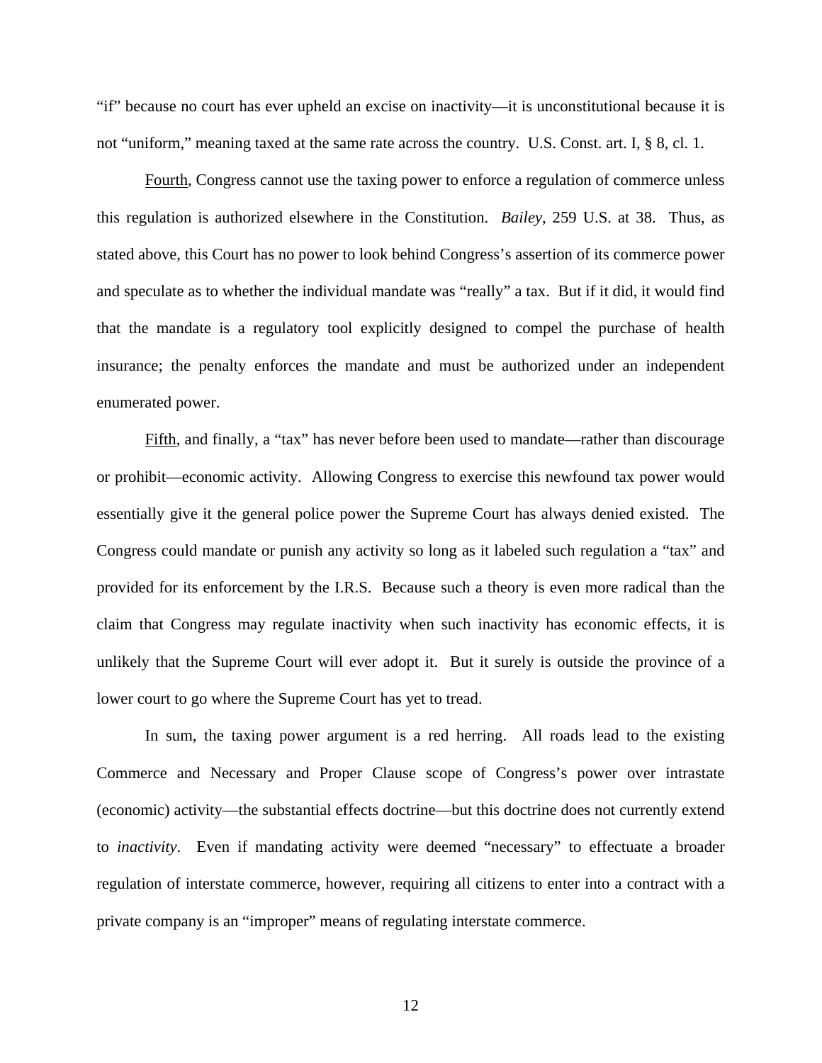"if" because no court has ever upheld an excise on inactivity—it is unconstitutional because it is not "uniform," meaning taxed at the same rate across the country. U.S. Const. art. I, § 8, cl. 1.

<u>Fourth</u>, Congress cannot use the taxing power to enforce a regulation of commerce unless this regulation is authorized elsewhere in the Constitution. *Bailey*, 259 U.S. at 38. Thus, as stated above, this Court has no power to look behind Congress's assertion of its commerce power and speculate as to whether the individual mandate was "really" a tax. But if it did, it would find that the mandate is a regulatory tool explicitly designed to compel the purchase of health insurance; the penalty enforces the mandate and must be authorized under an independent enumerated power.

<u>Fifth</u>, and finally, a "tax" has never before been used to mandate—rather than discourage or prohibit—economic activity. Allowing Congress to exercise this newfound tax power would essentially give it the general police power the Supreme Court has always denied existed. The Congress could mandate or punish any activity so long as it labeled such regulation a "tax" and provided for its enforcement by the I.R.S. Because such a theory is even more radical than the claim that Congress may regulate inactivity when such inactivity has economic effects, it is unlikely that the Supreme Court will ever adopt it. But it surely is outside the province of a lower court to go where the Supreme Court has yet to tread.

In sum, the taxing power argument is a red herring. All roads lead to the existing Commerce and Necessary and Proper Clause scope of Congress's power over intrastate (economic) activity—the substantial effects doctrine—but this doctrine does not currently extend to *inactivity*. Even if mandating activity were deemed "necessary" to effectuate a broader regulation of interstate commerce, however, requiring all citizens to enter into a contract with a private company is an "improper" means of regulating interstate commerce.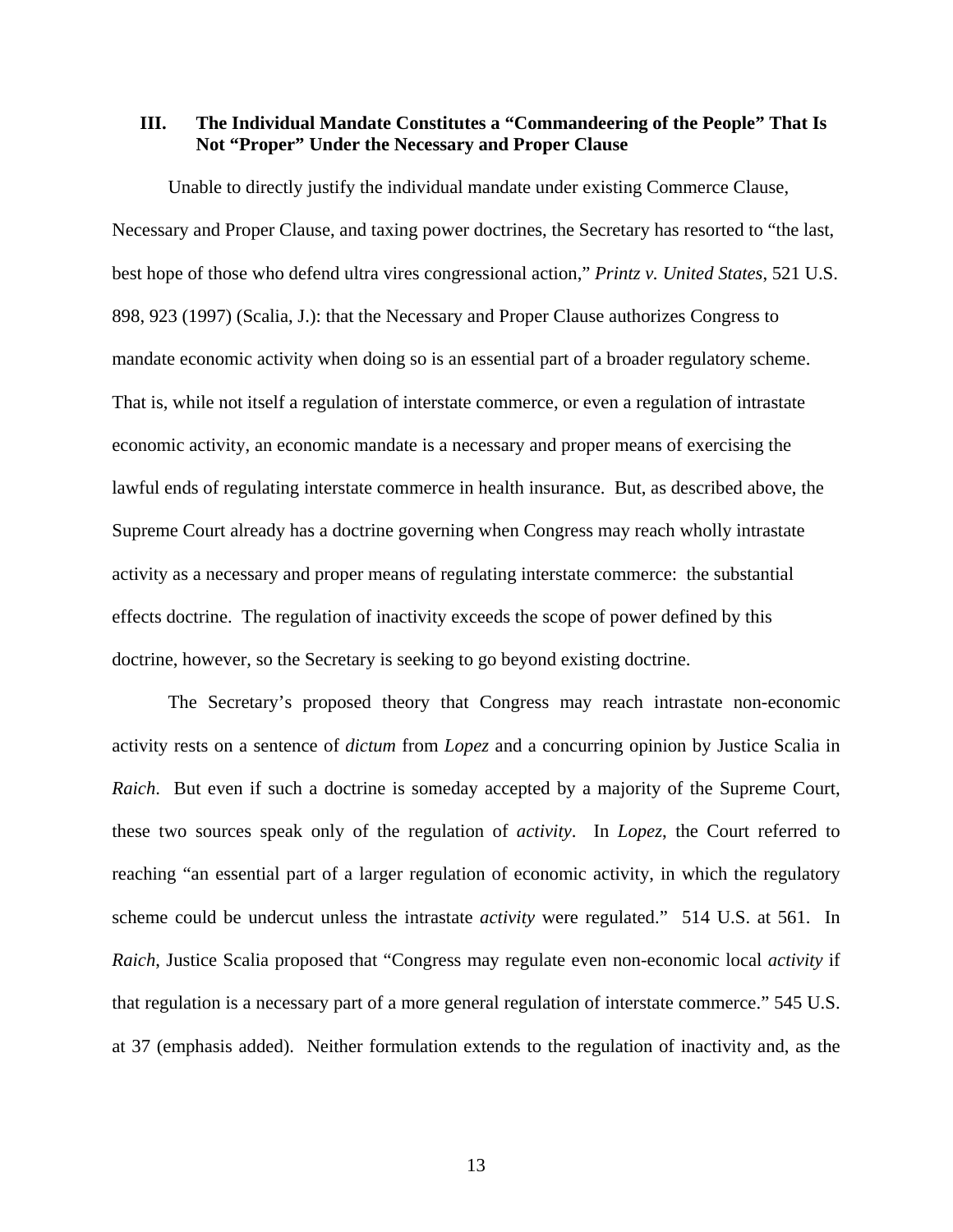### III. The Individual Mandate Constitutes a "Commandeering of the People" That Is Not "Proper" Under the Necessary and Proper Clause

Unable to directly justify the individual mandate under existing Commerce Clause, Necessary and Proper Clause, and taxing power doctrines, the Secretary has resorted to "the last, best hope of those who defend ultra vires congressional action," *Printz v. United States*, 521 U.S. 898, 923 (1997) (Scalia, J.): that the Necessary and Proper Clause authorizes Congress to mandate economic activity when doing so is an essential part of a broader regulatory scheme. That is, while not itself a regulation of interstate commerce, or even a regulation of intrastate economic activity, an economic mandate is a necessary and proper means of exercising the lawful ends of regulating interstate commerce in health insurance. But, as described above, the Supreme Court already has a doctrine governing when Congress may reach wholly intrastate activity as a necessary and proper means of regulating interstate commerce: the substantial effects doctrine. The regulation of inactivity exceeds the scope of power defined by this doctrine, however, so the Secretary is seeking to go beyond existing doctrine.

The Secretary's proposed theory that Congress may reach intrastate non-economic activity rests on a sentence of *dictum* from *Lopez* and a concurring opinion by Justice Scalia in *Raich*. But even if such a doctrine is someday accepted by a majority of the Supreme Court, these two sources speak only of the regulation of *activity*. In *Lopez*, the Court referred to reaching "an essential part of a larger regulation of economic activity, in which the regulatory scheme could be undercut unless the intrastate *activity* were regulated." 514 U.S. at 561. In *Raich*, Justice Scalia proposed that "Congress may regulate even non-economic local *activity* if that regulation is a necessary part of a more general regulation of interstate commerce." 545 U.S. at 37 (emphasis added). Neither formulation extends to the regulation of inactivity and, as the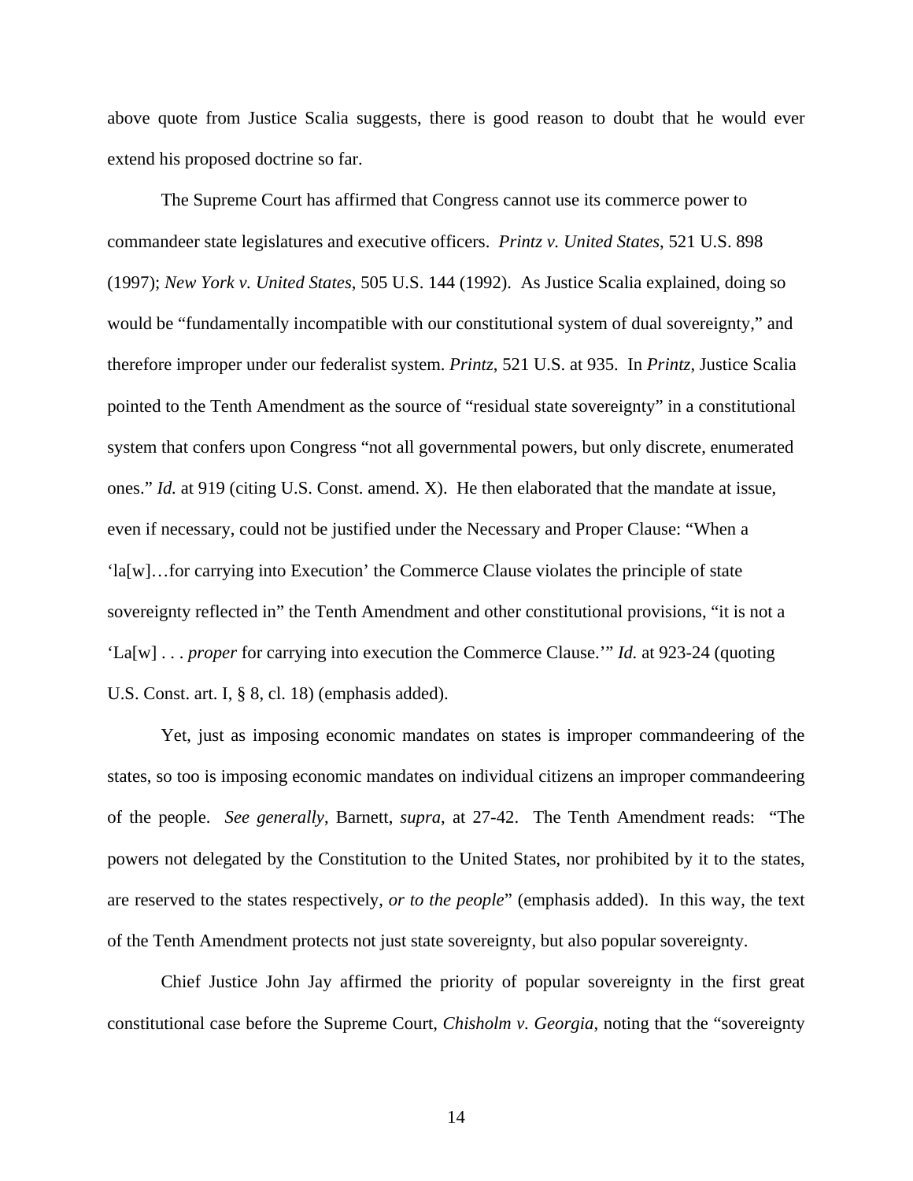above quote from Justice Scalia suggests, there is good reason to doubt that he would ever extend his proposed doctrine so far.

The Supreme Court has affirmed that Congress cannot use its commerce power to commandeer state legislatures and executive officers. *Printz v. United States*, 521 U.S. 898 (1997); *New York v. United States*, 505 U.S. 144 (1992). As Justice Scalia explained, doing so would be "fundamentally incompatible with our constitutional system of dual sovereignty," and therefore improper under our federalist system. *Printz*, 521 U.S. at 935. In *Printz*, Justice Scalia pointed to the Tenth Amendment as the source of "residual state sovereignty" in a constitutional system that confers upon Congress "not all governmental powers, but only discrete, enumerated ones." *Id.* at 919 (citing U.S. Const. amend. X). He then elaborated that the mandate at issue, even if necessary, could not be justified under the Necessary and Proper Clause: "When a 'la[w]…for carrying into Execution' the Commerce Clause violates the principle of state sovereignty reflected in" the Tenth Amendment and other constitutional provisions, "it is not a 'La[w] . . . *proper* for carrying into execution the Commerce Clause.'" *Id.* at 923-24 (quoting U.S. Const. art. I, § 8, cl. 18) (emphasis added).

Yet, just as imposing economic mandates on states is improper commandeering of the states, so too is imposing economic mandates on individual citizens an improper commandeering of the people. *See generally*, Barnett, *supra*, at 27-42. The Tenth Amendment reads: "The powers not delegated by the Constitution to the United States, nor prohibited by it to the states, are reserved to the states respectively, *or to the people*" (emphasis added). In this way, the text of the Tenth Amendment protects not just state sovereignty, but also popular sovereignty.

Chief Justice John Jay affirmed the priority of popular sovereignty in the first great constitutional case before the Supreme Court, *Chisholm v. Georgia*, noting that the "sovereignty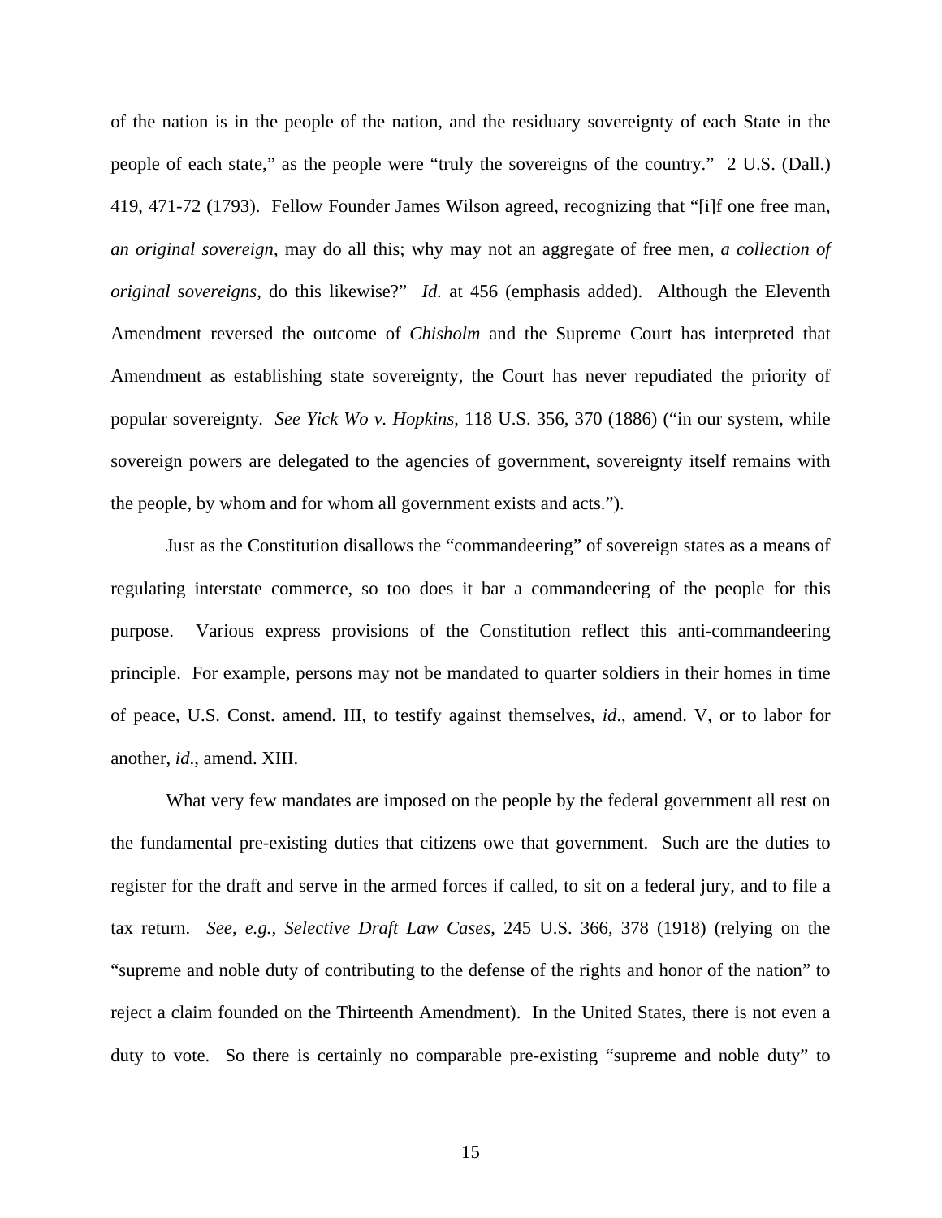of the nation is in the people of the nation, and the residuary sovereignty of each State in the people of each state," as the people were "truly the sovereigns of the country." 2 U.S. (Dall.) 419, 471-72 (1793). Fellow Founder James Wilson agreed, recognizing that "[i]f one free man, *an original sovereign*, may do all this; why may not an aggregate of free men, *a collection of original sovereigns*, do this likewise?" *Id.* at 456 (emphasis added). Although the Eleventh Amendment reversed the outcome of *Chisholm* and the Supreme Court has interpreted that Amendment as establishing state sovereignty, the Court has never repudiated the priority of popular sovereignty. *See Yick Wo v. Hopkins*, 118 U.S. 356, 370 (1886) ("in our system, while sovereign powers are delegated to the agencies of government, sovereignty itself remains with the people, by whom and for whom all government exists and acts.").

Just as the Constitution disallows the "commandeering" of sovereign states as a means of regulating interstate commerce, so too does it bar a commandeering of the people for this purpose. Various express provisions of the Constitution reflect this anti-commandeering principle. For example, persons may not be mandated to quarter soldiers in their homes in time of peace, U.S. Const. amend. III, to testify against themselves, *id*., amend. V, or to labor for another, *id*., amend. XIII.

What very few mandates are imposed on the people by the federal government all rest on the fundamental pre-existing duties that citizens owe that government. Such are the duties to register for the draft and serve in the armed forces if called, to sit on a federal jury, and to file a tax return. *See*, *e.g.*, *Selective Draft Law Cases*, 245 U.S. 366, 378 (1918) (relying on the "supreme and noble duty of contributing to the defense of the rights and honor of the nation" to reject a claim founded on the Thirteenth Amendment). In the United States, there is not even a duty to vote. So there is certainly no comparable pre-existing "supreme and noble duty" to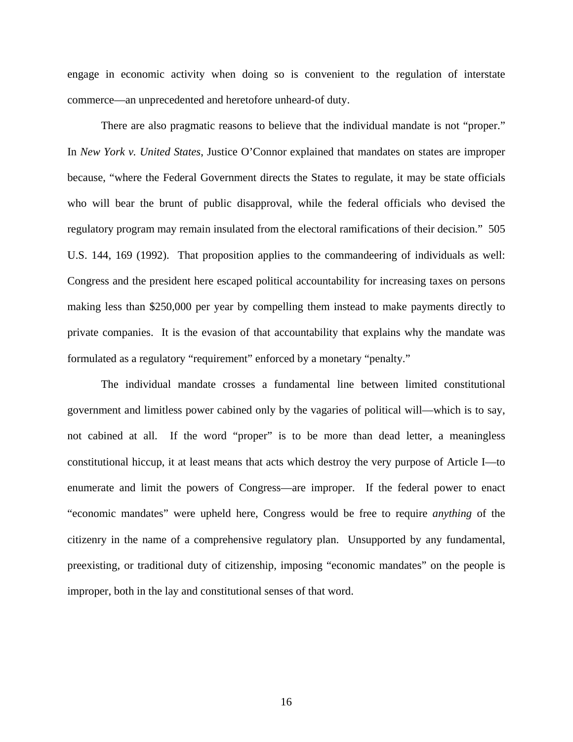engage in economic activity when doing so is convenient to the regulation of interstate commerce—an unprecedented and heretofore unheard-of duty.

There are also pragmatic reasons to believe that the individual mandate is not "proper." In *New York v. United States*, Justice O'Connor explained that mandates on states are improper because, "where the Federal Government directs the States to regulate, it may be state officials who will bear the brunt of public disapproval, while the federal officials who devised the regulatory program may remain insulated from the electoral ramifications of their decision." 505 U.S. 144, 169 (1992). That proposition applies to the commandeering of individuals as well: Congress and the president here escaped political accountability for increasing taxes on persons making less than $250,000 per year by compelling them instead to make payments directly to private companies. It is the evasion of that accountability that explains why the mandate was formulated as a regulatory "requirement" enforced by a monetary "penalty."

The individual mandate crosses a fundamental line between limited constitutional government and limitless power cabined only by the vagaries of political will—which is to say, not cabined at all. If the word "proper" is to be more than dead letter, a meaningless constitutional hiccup, it at least means that acts which destroy the very purpose of Article I—to enumerate and limit the powers of Congress—are improper. If the federal power to enact "economic mandates" were upheld here, Congress would be free to require *anything* of the citizenry in the name of a comprehensive regulatory plan. Unsupported by any fundamental, preexisting, or traditional duty of citizenship, imposing "economic mandates" on the people is improper, both in the lay and constitutional senses of that word.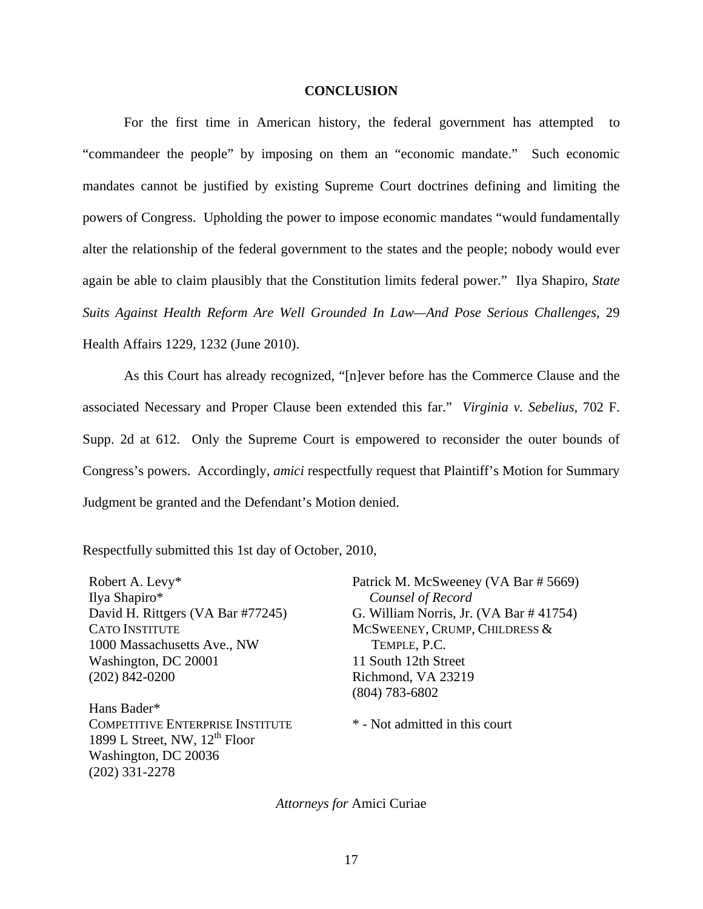## CONCLUSION

For the first time in American history, the federal government has attempted to "commandeer the people" by imposing on them an "economic mandate." Such economic mandates cannot be justified by existing Supreme Court doctrines defining and limiting the powers of Congress. Upholding the power to impose economic mandates "would fundamentally alter the relationship of the federal government to the states and the people; nobody would ever again be able to claim plausibly that the Constitution limits federal power." Ilya Shapiro, *State Suits Against Health Reform Are Well Grounded In Law—And Pose Serious Challenges*, 29 Health Affairs 1229, 1232 (June 2010).

As this Court has already recognized, "[n]ever before has the Commerce Clause and the associated Necessary and Proper Clause been extended this far." *Virginia v. Sebelius*, 702 F. Supp. 2d at 612. Only the Supreme Court is empowered to reconsider the outer bounds of Congress's powers. Accordingly, *amici* respectfully request that Plaintiff's Motion for Summary Judgment be granted and the Defendant's Motion denied.

Respectfully submitted this 1st day of October, 2010,

Robert A. Levy*
Ilya Shapiro*
David H. Rittgers (VA Bar #77245)
CATO INSTITUTE
1000 Massachusetts Ave., NW
Washington, DC 20001
(202) 842-0200

Hans Bader*
COMPETITIVE ENTERPRISE INSTITUTE
1899 L Street, NW, 12th Floor
Washington, DC 20036
(202) 331-2278

Patrick M. McSweeney (VA Bar # 5669)
*Counsel of Record*
G. William Norris, Jr. (VA Bar # 41754)
MCSWEENEY, CRUMP, CHILDRESS & TEMPLE, P.C.
11 South 12th Street
Richmond, VA 23219
(804) 783-6802

* - Not admitted in this court

*Attorneys for* Amici Curiae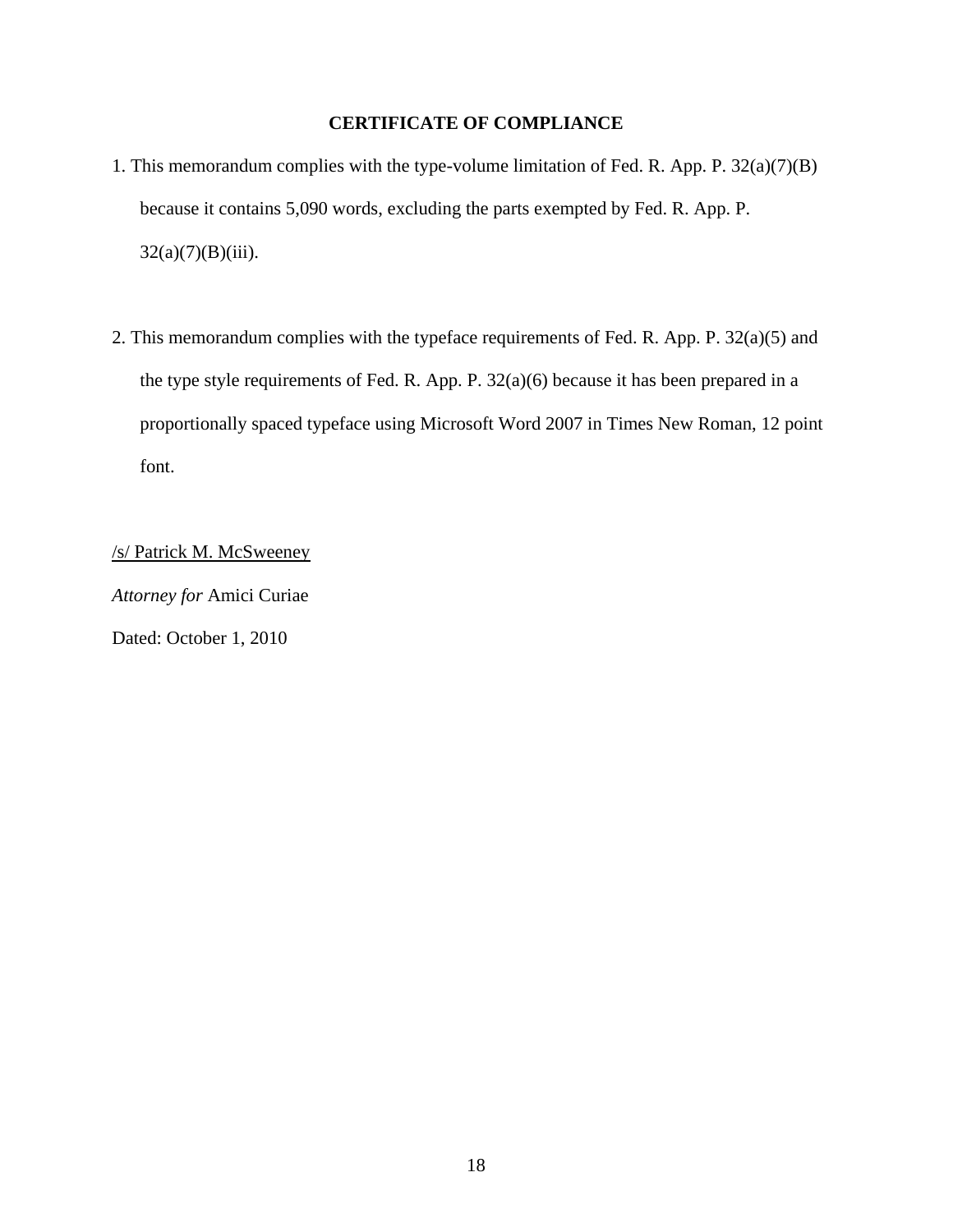**CERTIFICATE OF COMPLIANCE**

1. This memorandum complies with the type-volume limitation of Fed. R. App. P. 32(a)(7)(B) because it contains 5,090 words, excluding the parts exempted by Fed. R. App. P. 32(a)(7)(B)(iii).

2. This memorandum complies with the typeface requirements of Fed. R. App. P. 32(a)(5) and the type style requirements of Fed. R. App. P. 32(a)(6) because it has been prepared in a proportionally spaced typeface using Microsoft Word 2007 in Times New Roman, 12 point font.

/s/ Patrick M. McSweeney

*Attorney for* Amici Curiae

Dated: October 1, 2010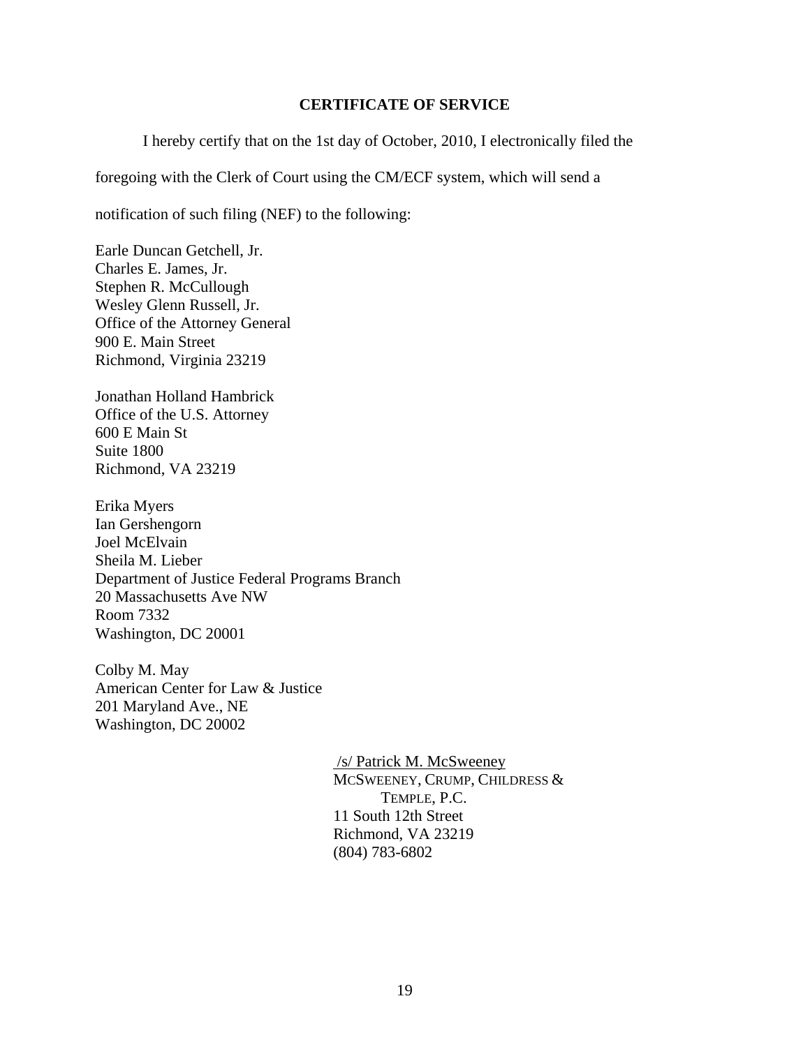## CERTIFICATE OF SERVICE

I hereby certify that on the 1st day of October, 2010, I electronically filed the foregoing with the Clerk of Court using the CM/ECF system, which will send a notification of such filing (NEF) to the following:

Earle Duncan Getchell, Jr.
Charles E. James, Jr.
Stephen R. McCullough
Wesley Glenn Russell, Jr.
Office of the Attorney General
900 E. Main Street
Richmond, Virginia 23219

Jonathan Holland Hambrick
Office of the U.S. Attorney
600 E Main St
Suite 1800
Richmond, VA 23219

Erika Myers
Ian Gershengorn
Joel McElvain
Sheila M. Lieber
Department of Justice Federal Programs Branch
20 Massachusetts Ave NW
Room 7332
Washington, DC 20001

Colby M. May
American Center for Law & Justice
201 Maryland Ave., NE
Washington, DC 20002

/s/ Patrick M. McSweeney
MCSWEENEY, CRUMP, CHILDRESS & TEMPLE, P.C.
11 South 12th Street
Richmond, VA 23219
(804) 783-6802